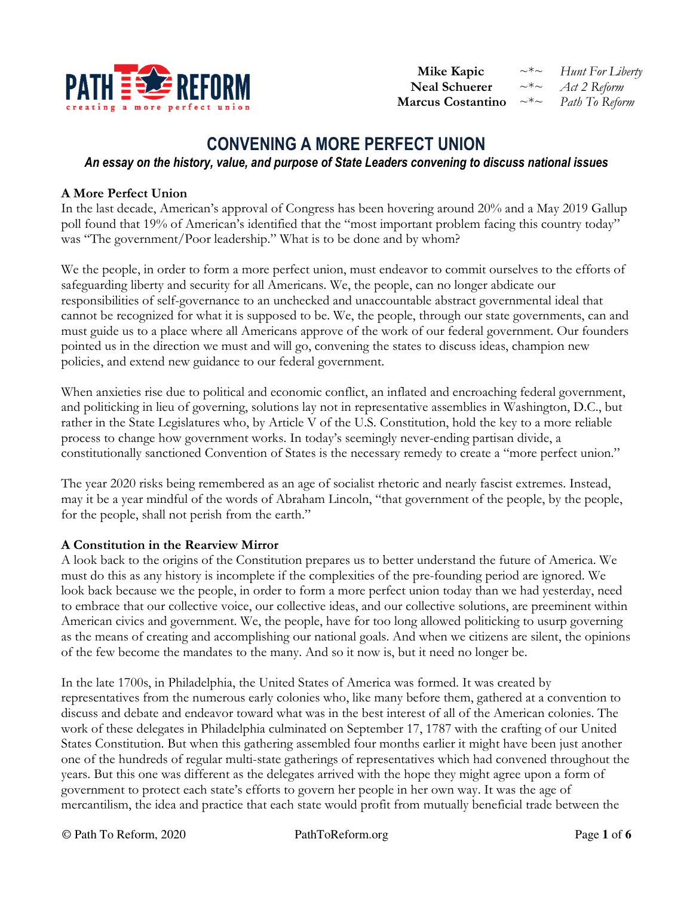**Mike Kapic** ~*~ *Hunt For Liberty*
**Neal Schuerer** ~*~ *Act 2 Reform*
**Marcus Costantino** ~*~ *Path To Reform*

# CONVENING A MORE PERFECT UNION

***An essay on the history, value, and purpose of State Leaders convening to discuss national issues***

## A More Perfect Union

In the last decade, American's approval of Congress has been hovering around 20% and a May 2019 Gallup poll found that 19% of American's identified that the "most important problem facing this country today" was "The government/Poor leadership." What is to be done and by whom?

We the people, in order to form a more perfect union, must endeavor to commit ourselves to the efforts of safeguarding liberty and security for all Americans. We, the people, can no longer abdicate our responsibilities of self-governance to an unchecked and unaccountable abstract governmental ideal that cannot be recognized for what it is supposed to be. We, the people, through our state governments, can and must guide us to a place where all Americans approve of the work of our federal government. Our founders pointed us in the direction we must and will go, convening the states to discuss ideas, champion new policies, and extend new guidance to our federal government.

When anxieties rise due to political and economic conflict, an inflated and encroaching federal government, and politicking in lieu of governing, solutions lay not in representative assemblies in Washington, D.C., but rather in the State Legislatures who, by Article V of the U.S. Constitution, hold the key to a more reliable process to change how government works. In today's seemingly never-ending partisan divide, a constitutionally sanctioned Convention of States is the necessary remedy to create a "more perfect union."

The year 2020 risks being remembered as an age of socialist rhetoric and nearly fascist extremes. Instead, may it be a year mindful of the words of Abraham Lincoln, "that government of the people, by the people, for the people, shall not perish from the earth."

## A Constitution in the Rearview Mirror

A look back to the origins of the Constitution prepares us to better understand the future of America. We must do this as any history is incomplete if the complexities of the pre-founding period are ignored. We look back because we the people, in order to form a more perfect union today than we had yesterday, need to embrace that our collective voice, our collective ideas, and our collective solutions, are preeminent within American civics and government. We, the people, have for too long allowed politicking to usurp governing as the means of creating and accomplishing our national goals. And when we citizens are silent, the opinions of the few become the mandates to the many. And so it now is, but it need no longer be.

In the late 1700s, in Philadelphia, the United States of America was formed. It was created by representatives from the numerous early colonies who, like many before them, gathered at a convention to discuss and debate and endeavor toward what was in the best interest of all of the American colonies. The work of these delegates in Philadelphia culminated on September 17, 1787 with the crafting of our United States Constitution. But when this gathering assembled four months earlier it might have been just another one of the hundreds of regular multi-state gatherings of representatives which had convened throughout the years. But this one was different as the delegates arrived with the hope they might agree upon a form of government to protect each state's efforts to govern her people in her own way. It was the age of mercantilism, the idea and practice that each state would profit from mutually beneficial trade between the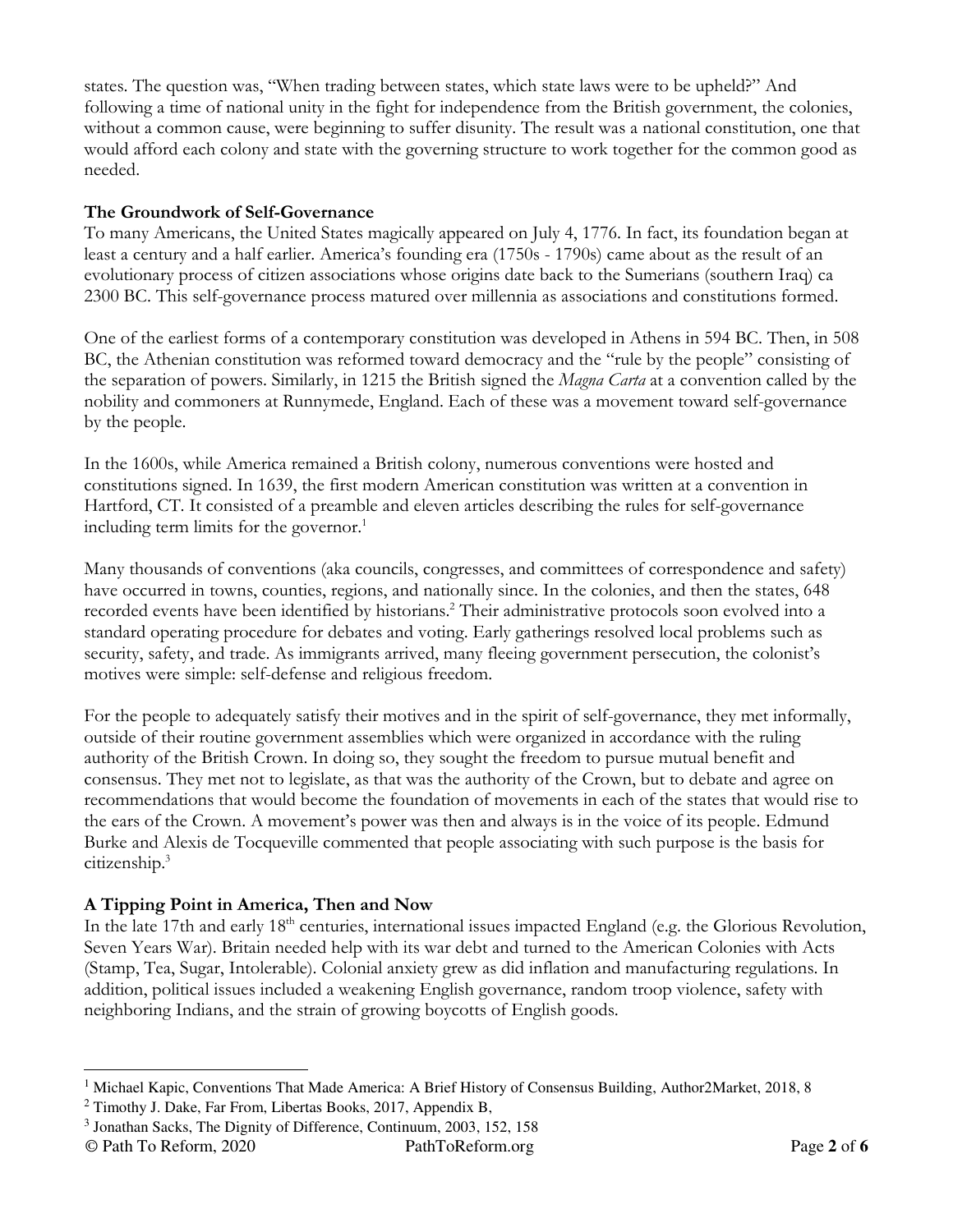states. The question was, "When trading between states, which state laws were to be upheld?" And following a time of national unity in the fight for independence from the British government, the colonies, without a common cause, were beginning to suffer disunity. The result was a national constitution, one that would afford each colony and state with the governing structure to work together for the common good as needed.

**The Groundwork of Self-Governance**

To many Americans, the United States magically appeared on July 4, 1776. In fact, its foundation began at least a century and a half earlier. America's founding era (1750s - 1790s) came about as the result of an evolutionary process of citizen associations whose origins date back to the Sumerians (southern Iraq) ca 2300 BC. This self-governance process matured over millennia as associations and constitutions formed.

One of the earliest forms of a contemporary constitution was developed in Athens in 594 BC. Then, in 508 BC, the Athenian constitution was reformed toward democracy and the "rule by the people" consisting of the separation of powers. Similarly, in 1215 the British signed the *Magna Carta* at a convention called by the nobility and commoners at Runnymede, England. Each of these was a movement toward self-governance by the people.

In the 1600s, while America remained a British colony, numerous conventions were hosted and constitutions signed. In 1639, the first modern American constitution was written at a convention in Hartford, CT. It consisted of a preamble and eleven articles describing the rules for self-governance including term limits for the governor.[1]

Many thousands of conventions (aka councils, congresses, and committees of correspondence and safety) have occurred in towns, counties, regions, and nationally since. In the colonies, and then the states, 648 recorded events have been identified by historians.[2] Their administrative protocols soon evolved into a standard operating procedure for debates and voting. Early gatherings resolved local problems such as security, safety, and trade. As immigrants arrived, many fleeing government persecution, the colonist's motives were simple: self-defense and religious freedom.

For the people to adequately satisfy their motives and in the spirit of self-governance, they met informally, outside of their routine government assemblies which were organized in accordance with the ruling authority of the British Crown. In doing so, they sought the freedom to pursue mutual benefit and consensus. They met not to legislate, as that was the authority of the Crown, but to debate and agree on recommendations that would become the foundation of movements in each of the states that would rise to the ears of the Crown. A movement's power was then and always is in the voice of its people. Edmund Burke and Alexis de Tocqueville commented that people associating with such purpose is the basis for citizenship.[3]

**A Tipping Point in America, Then and Now**

In the late 17th and early 18th centuries, international issues impacted England (e.g. the Glorious Revolution, Seven Years War). Britain needed help with its war debt and turned to the American Colonies with Acts (Stamp, Tea, Sugar, Intolerable). Colonial anxiety grew as did inflation and manufacturing regulations. In addition, political issues included a weakening English governance, random troop violence, safety with neighboring Indians, and the strain of growing boycotts of English goods.

---

[1] Michael Kapic, Conventions That Made America: A Brief History of Consensus Building, Author2Market, 2018, 8

[2] Timothy J. Dake, Far From, Libertas Books, 2017, Appendix B,

[3] Jonathan Sacks, The Dignity of Difference, Continuum, 2003, 152, 158

© Path To Reform, 2020 PathToReform.org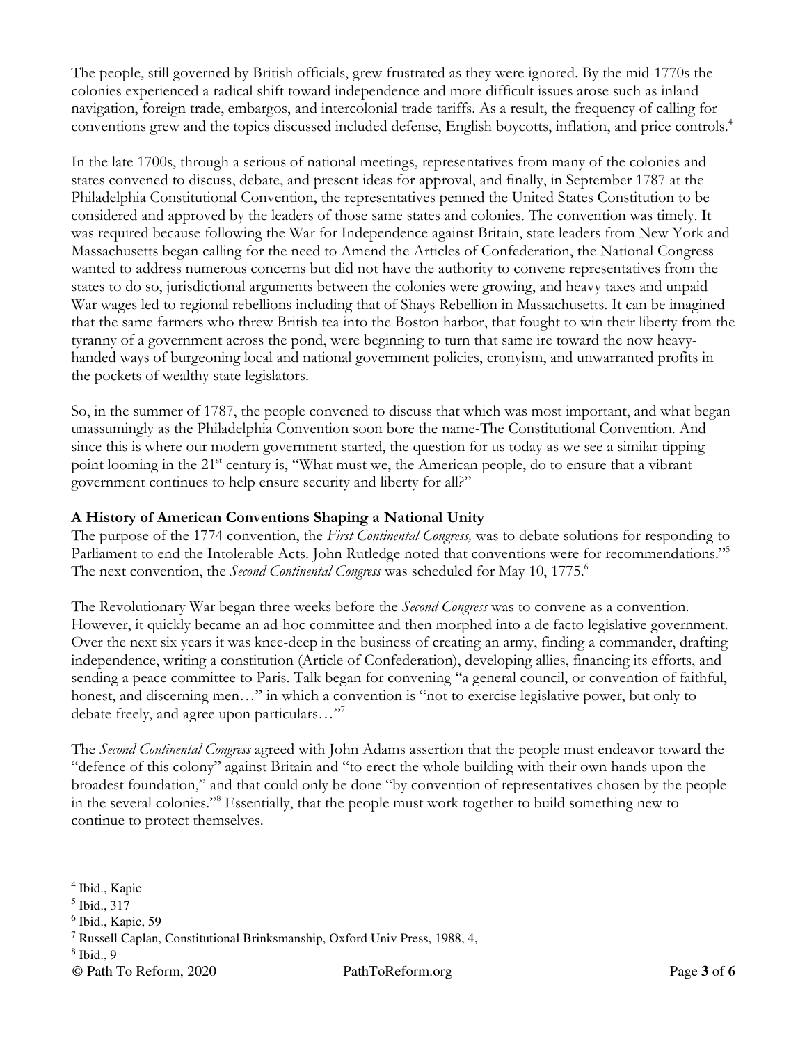The people, still governed by British officials, grew frustrated as they were ignored. By the mid-1770s the colonies experienced a radical shift toward independence and more difficult issues arose such as inland navigation, foreign trade, embargos, and intercolonial trade tariffs. As a result, the frequency of calling for conventions grew and the topics discussed included defense, English boycotts, inflation, and price controls.[4]

In the late 1700s, through a serious of national meetings, representatives from many of the colonies and states convened to discuss, debate, and present ideas for approval, and finally, in September 1787 at the Philadelphia Constitutional Convention, the representatives penned the United States Constitution to be considered and approved by the leaders of those same states and colonies. The convention was timely. It was required because following the War for Independence against Britain, state leaders from New York and Massachusetts began calling for the need to Amend the Articles of Confederation, the National Congress wanted to address numerous concerns but did not have the authority to convene representatives from the states to do so, jurisdictional arguments between the colonies were growing, and heavy taxes and unpaid War wages led to regional rebellions including that of Shays Rebellion in Massachusetts. It can be imagined that the same farmers who threw British tea into the Boston harbor, that fought to win their liberty from the tyranny of a government across the pond, were beginning to turn that same ire toward the now heavy-handed ways of burgeoning local and national government policies, cronyism, and unwarranted profits in the pockets of wealthy state legislators.

So, in the summer of 1787, the people convened to discuss that which was most important, and what began unassumingly as the Philadelphia Convention soon bore the name-The Constitutional Convention. And since this is where our modern government started, the question for us today as we see a similar tipping point looming in the 21st century is, "What must we, the American people, do to ensure that a vibrant government continues to help ensure security and liberty for all?"

**A History of American Conventions Shaping a National Unity**

The purpose of the 1774 convention, the *First Continental Congress,* was to debate solutions for responding to Parliament to end the Intolerable Acts. John Rutledge noted that conventions were for recommendations."[5] The next convention, the *Second Continental Congress* was scheduled for May 10, 1775.[6]

The Revolutionary War began three weeks before the *Second Congress* was to convene as a convention. However, it quickly became an ad-hoc committee and then morphed into a de facto legislative government. Over the next six years it was knee-deep in the business of creating an army, finding a commander, drafting independence, writing a constitution (Article of Confederation), developing allies, financing its efforts, and sending a peace committee to Paris. Talk began for convening "a general council, or convention of faithful, honest, and discerning men…" in which a convention is "not to exercise legislative power, but only to debate freely, and agree upon particulars…"[7]

The *Second Continental Congress* agreed with John Adams assertion that the people must endeavor toward the "defence of this colony" against Britain and "to erect the whole building with their own hands upon the broadest foundation," and that could only be done "by convention of representatives chosen by the people in the several colonies."[8] Essentially, that the people must work together to build something new to continue to protect themselves.

---

[4] Ibid., Kapic

[5] Ibid., 317

[6] Ibid., Kapic, 59

[7] Russell Caplan, Constitutional Brinksmanship, Oxford Univ Press, 1988, 4,

[8] Ibid., 9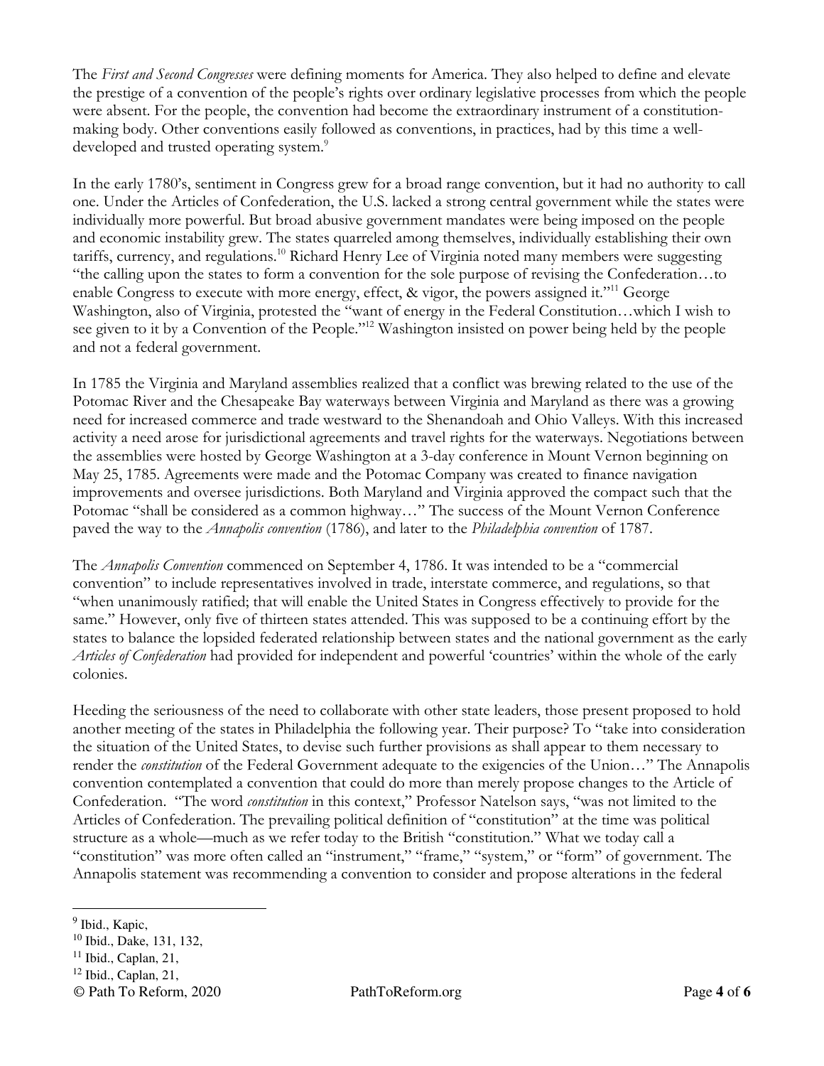The *First and Second Congresses* were defining moments for America. They also helped to define and elevate the prestige of a convention of the people's rights over ordinary legislative processes from which the people were absent. For the people, the convention had become the extraordinary instrument of a constitution-making body. Other conventions easily followed as conventions, in practices, had by this time a well-developed and trusted operating system.[9]

In the early 1780's, sentiment in Congress grew for a broad range convention, but it had no authority to call one. Under the Articles of Confederation, the U.S. lacked a strong central government while the states were individually more powerful. But broad abusive government mandates were being imposed on the people and economic instability grew. The states quarreled among themselves, individually establishing their own tariffs, currency, and regulations.[10] Richard Henry Lee of Virginia noted many members were suggesting "the calling upon the states to form a convention for the sole purpose of revising the Confederation…to enable Congress to execute with more energy, effect, & vigor, the powers assigned it."[11] George Washington, also of Virginia, protested the "want of energy in the Federal Constitution…which I wish to see given to it by a Convention of the People."[12] Washington insisted on power being held by the people and not a federal government.

In 1785 the Virginia and Maryland assemblies realized that a conflict was brewing related to the use of the Potomac River and the Chesapeake Bay waterways between Virginia and Maryland as there was a growing need for increased commerce and trade westward to the Shenandoah and Ohio Valleys. With this increased activity a need arose for jurisdictional agreements and travel rights for the waterways. Negotiations between the assemblies were hosted by George Washington at a 3-day conference in Mount Vernon beginning on May 25, 1785. Agreements were made and the Potomac Company was created to finance navigation improvements and oversee jurisdictions. Both Maryland and Virginia approved the compact such that the Potomac "shall be considered as a common highway…" The success of the Mount Vernon Conference paved the way to the *Annapolis convention* (1786), and later to the *Philadelphia convention* of 1787.

The *Annapolis Convention* commenced on September 4, 1786. It was intended to be a "commercial convention" to include representatives involved in trade, interstate commerce, and regulations, so that "when unanimously ratified; that will enable the United States in Congress effectively to provide for the same." However, only five of thirteen states attended. This was supposed to be a continuing effort by the states to balance the lopsided federated relationship between states and the national government as the early *Articles of Confederation* had provided for independent and powerful 'countries' within the whole of the early colonies.

Heeding the seriousness of the need to collaborate with other state leaders, those present proposed to hold another meeting of the states in Philadelphia the following year. Their purpose? To "take into consideration the situation of the United States, to devise such further provisions as shall appear to them necessary to render the *constitution* of the Federal Government adequate to the exigencies of the Union…" The Annapolis convention contemplated a convention that could do more than merely propose changes to the Article of Confederation. "The word *constitution* in this context," Professor Natelson says, "was not limited to the Articles of Confederation. The prevailing political definition of "constitution" at the time was political structure as a whole—much as we refer today to the British "constitution." What we today call a "constitution" was more often called an "instrument," "frame," "system," or "form" of government. The Annapolis statement was recommending a convention to consider and propose alterations in the federal

---

[9] Ibid., Kapic,

[10] Ibid., Dake, 131, 132,

[11] Ibid., Caplan, 21,

[12] Ibid., Caplan, 21,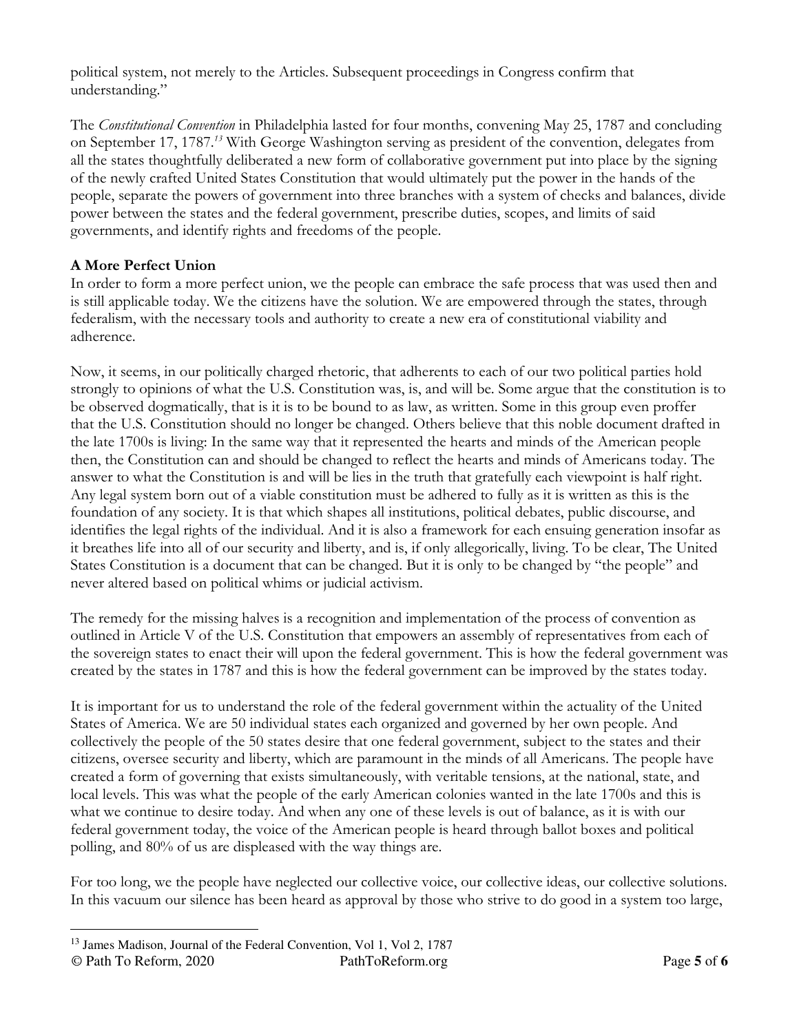political system, not merely to the Articles. Subsequent proceedings in Congress confirm that understanding."

The *Constitutional Convention* in Philadelphia lasted for four months, convening May 25, 1787 and concluding on September 17, 1787.[13] With George Washington serving as president of the convention, delegates from all the states thoughtfully deliberated a new form of collaborative government put into place by the signing of the newly crafted United States Constitution that would ultimately put the power in the hands of the people, separate the powers of government into three branches with a system of checks and balances, divide power between the states and the federal government, prescribe duties, scopes, and limits of said governments, and identify rights and freedoms of the people.

**A More Perfect Union**

In order to form a more perfect union, we the people can embrace the safe process that was used then and is still applicable today. We the citizens have the solution. We are empowered through the states, through federalism, with the necessary tools and authority to create a new era of constitutional viability and adherence.

Now, it seems, in our politically charged rhetoric, that adherents to each of our two political parties hold strongly to opinions of what the U.S. Constitution was, is, and will be. Some argue that the constitution is to be observed dogmatically, that is it is to be bound to as law, as written. Some in this group even proffer that the U.S. Constitution should no longer be changed. Others believe that this noble document drafted in the late 1700s is living: In the same way that it represented the hearts and minds of the American people then, the Constitution can and should be changed to reflect the hearts and minds of Americans today. The answer to what the Constitution is and will be lies in the truth that gratefully each viewpoint is half right. Any legal system born out of a viable constitution must be adhered to fully as it is written as this is the foundation of any society. It is that which shapes all institutions, political debates, public discourse, and identifies the legal rights of the individual. And it is also a framework for each ensuing generation insofar as it breathes life into all of our security and liberty, and is, if only allegorically, living. To be clear, The United States Constitution is a document that can be changed. But it is only to be changed by "the people" and never altered based on political whims or judicial activism.

The remedy for the missing halves is a recognition and implementation of the process of convention as outlined in Article V of the U.S. Constitution that empowers an assembly of representatives from each of the sovereign states to enact their will upon the federal government. This is how the federal government was created by the states in 1787 and this is how the federal government can be improved by the states today.

It is important for us to understand the role of the federal government within the actuality of the United States of America. We are 50 individual states each organized and governed by her own people. And collectively the people of the 50 states desire that one federal government, subject to the states and their citizens, oversee security and liberty, which are paramount in the minds of all Americans. The people have created a form of governing that exists simultaneously, with veritable tensions, at the national, state, and local levels. This was what the people of the early American colonies wanted in the late 1700s and this is what we continue to desire today. And when any one of these levels is out of balance, as it is with our federal government today, the voice of the American people is heard through ballot boxes and political polling, and 80% of us are displeased with the way things are.

For too long, we the people have neglected our collective voice, our collective ideas, our collective solutions. In this vacuum our silence has been heard as approval by those who strive to do good in a system too large,

[13] James Madison, Journal of the Federal Convention, Vol 1, Vol 2, 1787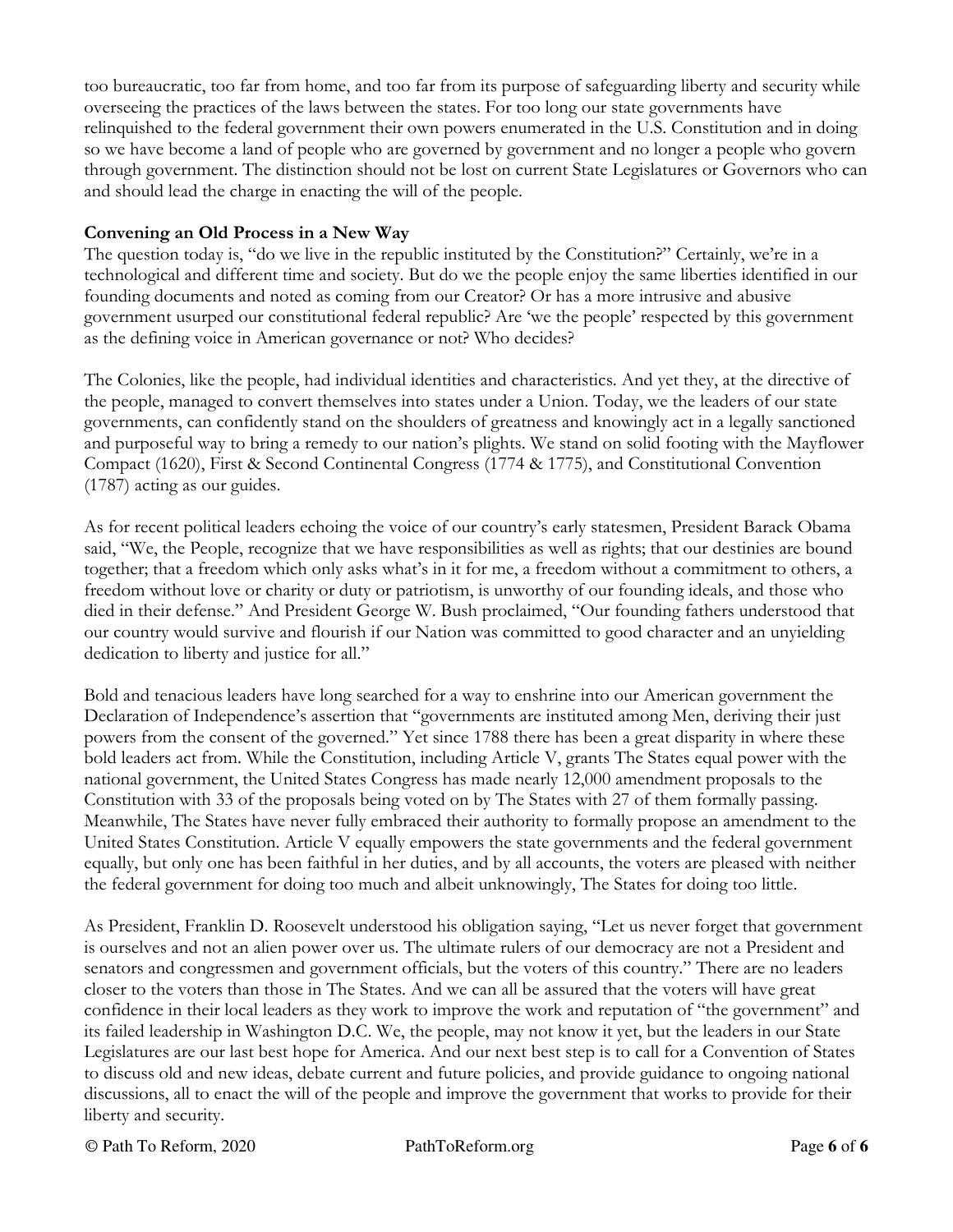too bureaucratic, too far from home, and too far from its purpose of safeguarding liberty and security while overseeing the practices of the laws between the states. For too long our state governments have relinquished to the federal government their own powers enumerated in the U.S. Constitution and in doing so we have become a land of people who are governed by government and no longer a people who govern through government. The distinction should not be lost on current State Legislatures or Governors who can and should lead the charge in enacting the will of the people.

**Convening an Old Process in a New Way**

The question today is, "do we live in the republic instituted by the Constitution?" Certainly, we're in a technological and different time and society. But do we the people enjoy the same liberties identified in our founding documents and noted as coming from our Creator? Or has a more intrusive and abusive government usurped our constitutional federal republic? Are 'we the people' respected by this government as the defining voice in American governance or not? Who decides?

The Colonies, like the people, had individual identities and characteristics. And yet they, at the directive of the people, managed to convert themselves into states under a Union. Today, we the leaders of our state governments, can confidently stand on the shoulders of greatness and knowingly act in a legally sanctioned and purposeful way to bring a remedy to our nation's plights. We stand on solid footing with the Mayflower Compact (1620), First & Second Continental Congress (1774 & 1775), and Constitutional Convention (1787) acting as our guides.

As for recent political leaders echoing the voice of our country's early statesmen, President Barack Obama said, "We, the People, recognize that we have responsibilities as well as rights; that our destinies are bound together; that a freedom which only asks what's in it for me, a freedom without a commitment to others, a freedom without love or charity or duty or patriotism, is unworthy of our founding ideals, and those who died in their defense." And President George W. Bush proclaimed, "Our founding fathers understood that our country would survive and flourish if our Nation was committed to good character and an unyielding dedication to liberty and justice for all."

Bold and tenacious leaders have long searched for a way to enshrine into our American government the Declaration of Independence's assertion that "governments are instituted among Men, deriving their just powers from the consent of the governed." Yet since 1788 there has been a great disparity in where these bold leaders act from. While the Constitution, including Article V, grants The States equal power with the national government, the United States Congress has made nearly 12,000 amendment proposals to the Constitution with 33 of the proposals being voted on by The States with 27 of them formally passing. Meanwhile, The States have never fully embraced their authority to formally propose an amendment to the United States Constitution. Article V equally empowers the state governments and the federal government equally, but only one has been faithful in her duties, and by all accounts, the voters are pleased with neither the federal government for doing too much and albeit unknowingly, The States for doing too little.

As President, Franklin D. Roosevelt understood his obligation saying, "Let us never forget that government is ourselves and not an alien power over us. The ultimate rulers of our democracy are not a President and senators and congressmen and government officials, but the voters of this country." There are no leaders closer to the voters than those in The States. And we can all be assured that the voters will have great confidence in their local leaders as they work to improve the work and reputation of "the government" and its failed leadership in Washington D.C. We, the people, may not know it yet, but the leaders in our State Legislatures are our last best hope for America. And our next best step is to call for a Convention of States to discuss old and new ideas, debate current and future policies, and provide guidance to ongoing national discussions, all to enact the will of the people and improve the government that works to provide for their liberty and security.

© Path To Reform, 2020 PathToReform.org